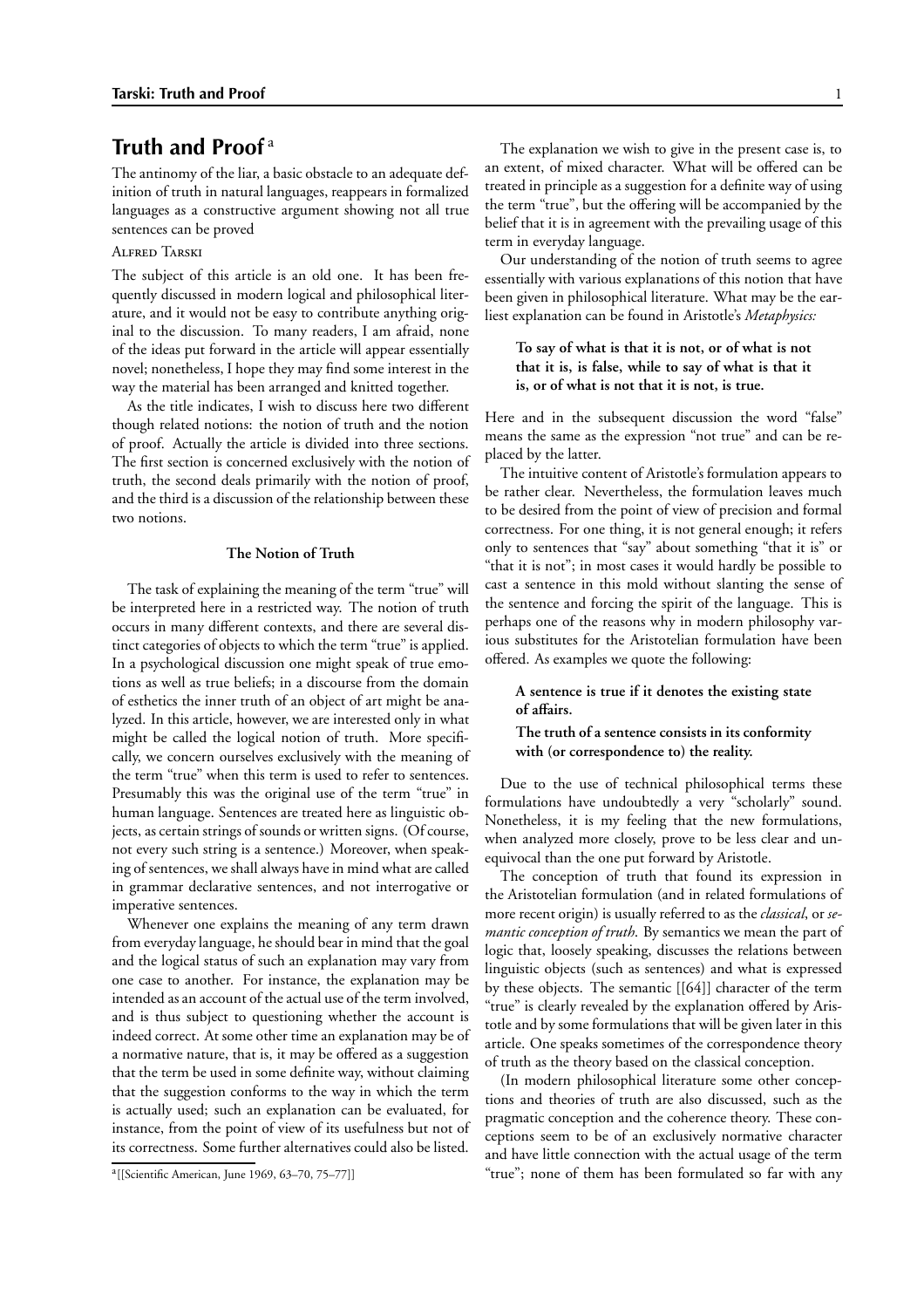# Truth and Proof [a]

The antinomy of the liar, a basic obstacle to an adequate definition of truth in natural languages, reappears in formalized languages as a constructive argument showing not all true sentences can be proved

Alfred Tarski

The subject of this article is an old one. It has been frequently discussed in modern logical and philosophical literature, and it would not be easy to contribute anything original to the discussion. To many readers, I am afraid, none of the ideas put forward in the article will appear essentially novel; nonetheless, I hope they may find some interest in the way the material has been arranged and knitted together.

As the title indicates, I wish to discuss here two different though related notions: the notion of truth and the notion of proof. Actually the article is divided into three sections. The first section is concerned exclusively with the notion of truth, the second deals primarily with the notion of proof, and the third is a discussion of the relationship between these two notions.

### The Notion of Truth

The task of explaining the meaning of the term "true" will be interpreted here in a restricted way. The notion of truth occurs in many different contexts, and there are several distinct categories of objects to which the term "true" is applied. In a psychological discussion one might speak of true emotions as well as true beliefs; in a discourse from the domain of esthetics the inner truth of an object of art might be analyzed. In this article, however, we are interested only in what might be called the logical notion of truth. More specifically, we concern ourselves exclusively with the meaning of the term "true" when this term is used to refer to sentences. Presumably this was the original use of the term "true" in human language. Sentences are treated here as linguistic objects, as certain strings of sounds or written signs. (Of course, not every such string is a sentence.) Moreover, when speaking of sentences, we shall always have in mind what are called in grammar declarative sentences, and not interrogative or imperative sentences.

Whenever one explains the meaning of any term drawn from everyday language, he should bear in mind that the goal and the logical status of such an explanation may vary from one case to another. For instance, the explanation may be intended as an account of the actual use of the term involved, and is thus subject to questioning whether the account is indeed correct. At some other time an explanation may be of a normative nature, that is, it may be offered as a suggestion that the term be used in some definite way, without claiming that the suggestion conforms to the way in which the term is actually used; such an explanation can be evaluated, for instance, from the point of view of its usefulness but not of its correctness. Some further alternatives could also be listed.

The explanation we wish to give in the present case is, to an extent, of mixed character. What will be offered can be treated in principle as a suggestion for a definite way of using the term "true", but the offering will be accompanied by the belief that it is in agreement with the prevailing usage of this term in everyday language.

Our understanding of the notion of truth seems to agree essentially with various explanations of this notion that have been given in philosophical literature. What may be the earliest explanation can be found in Aristotle's *Metaphysics:*

> **To say of what is that it is not, or of what is not that it is, is false, while to say of what is that it is, or of what is not that it is not, is true.**

Here and in the subsequent discussion the word "false" means the same as the expression "not true" and can be replaced by the latter.

The intuitive content of Aristotle's formulation appears to be rather clear. Nevertheless, the formulation leaves much to be desired from the point of view of precision and formal correctness. For one thing, it is not general enough; it refers only to sentences that "say" about something "that it is" or "that it is not"; in most cases it would hardly be possible to cast a sentence in this mold without slanting the sense of the sentence and forcing the spirit of the language. This is perhaps one of the reasons why in modern philosophy various substitutes for the Aristotelian formulation have been offered. As examples we quote the following:

> **A sentence is true if it denotes the existing state of affairs.**
>
> **The truth of a sentence consists in its conformity with (or correspondence to) the reality.**

Due to the use of technical philosophical terms these formulations have undoubtedly a very "scholarly" sound. Nonetheless, it is my feeling that the new formulations, when analyzed more closely, prove to be less clear and unequivocal than the one put forward by Aristotle.

The conception of truth that found its expression in the Aristotelian formulation (and in related formulations of more recent origin) is usually referred to as the *classical*, or *semantic conception of truth*. By semantics we mean the part of logic that, loosely speaking, discusses the relations between linguistic objects (such as sentences) and what is expressed by these objects. The semantic [[64]] character of the term "true" is clearly revealed by the explanation offered by Aristotle and by some formulations that will be given later in this article. One speaks sometimes of the correspondence theory of truth as the theory based on the classical conception.

(In modern philosophical literature some other conceptions and theories of truth are also discussed, such as the pragmatic conception and the coherence theory. These conceptions seem to be of an exclusively normative character and have little connection with the actual usage of the term "true"; none of them has been formulated so far with any

[a] [[Scientific American, June 1969, 63–70, 75–77]]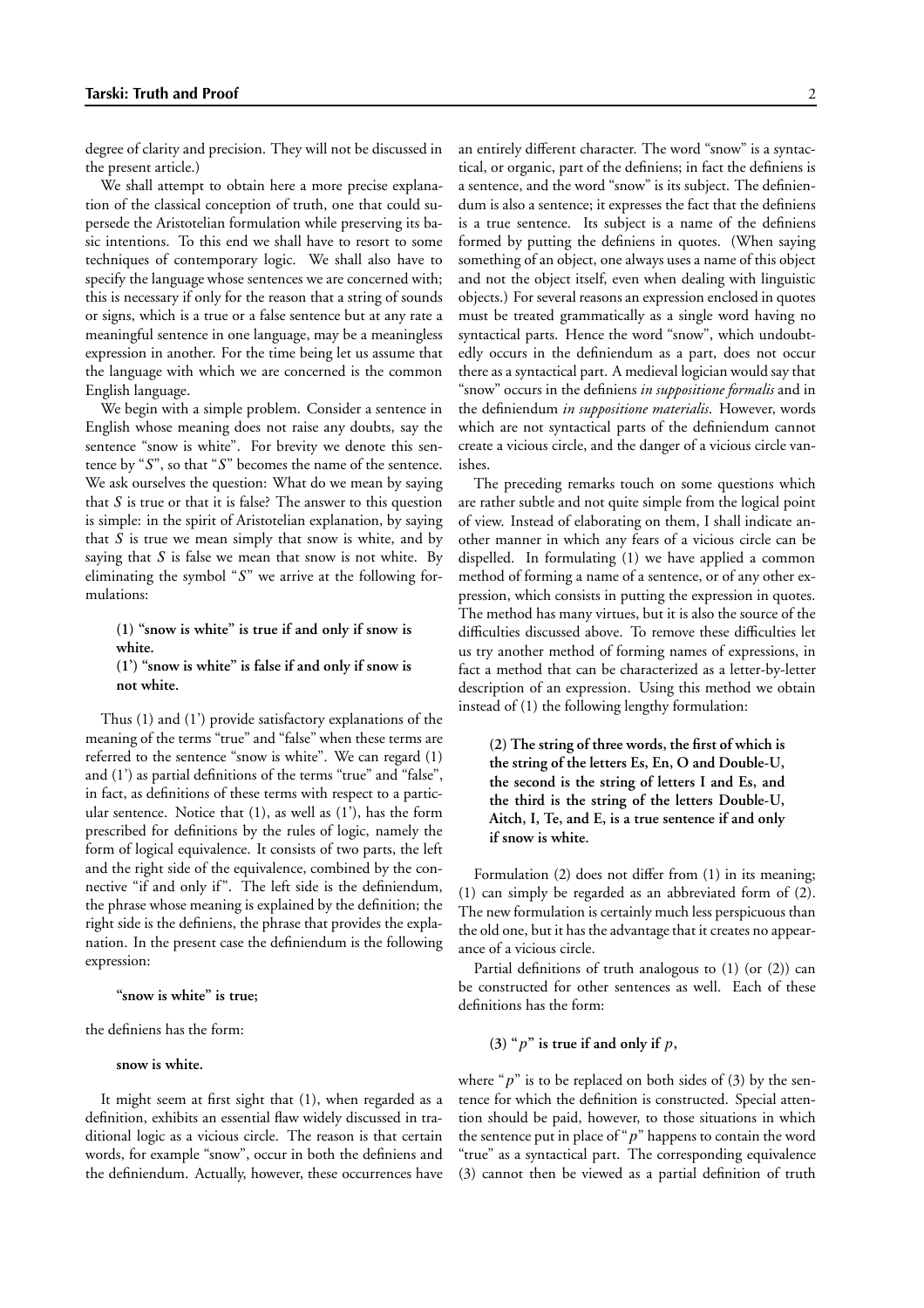degree of clarity and precision. They will not be discussed in the present article.)

We shall attempt to obtain here a more precise explanation of the classical conception of truth, one that could supersede the Aristotelian formulation while preserving its basic intentions. To this end we shall have to resort to some techniques of contemporary logic. We shall also have to specify the language whose sentences we are concerned with; this is necessary if only for the reason that a string of sounds or signs, which is a true or a false sentence but at any rate a meaningful sentence in one language, may be a meaningless expression in another. For the time being let us assume that the language with which we are concerned is the common English language.

We begin with a simple problem. Consider a sentence in English whose meaning does not raise any doubts, say the sentence "snow is white". For brevity we denote this sentence by "*S*", so that "*S*" becomes the name of the sentence. We ask ourselves the question: What do we mean by saying that *S* is true or that it is false? The answer to this question is simple: in the spirit of Aristotelian explanation, by saying that *S* is true we mean simply that snow is white, and by saying that *S* is false we mean that snow is not white. By eliminating the symbol "*S*" we arrive at the following formulations:

> **(1) "snow is white" is true if and only if snow is white.**
>
> **(1') "snow is white" is false if and only if snow is not white.**

Thus (1) and (1') provide satisfactory explanations of the meaning of the terms "true" and "false" when these terms are referred to the sentence "snow is white". We can regard (1) and (1') as partial definitions of the terms "true" and "false", in fact, as definitions of these terms with respect to a particular sentence. Notice that (1), as well as (1'), has the form prescribed for definitions by the rules of logic, namely the form of logical equivalence. It consists of two parts, the left and the right side of the equivalence, combined by the connective "if and only if". The left side is the definiendum, the phrase whose meaning is explained by the definition; the right side is the definiens, the phrase that provides the explanation. In the present case the definiendum is the following expression:

> **"snow is white" is true;**

the definiens has the form:

> **snow is white.**

It might seem at first sight that (1), when regarded as a definition, exhibits an essential flaw widely discussed in traditional logic as a vicious circle. The reason is that certain words, for example "snow", occur in both the definiens and the definiendum. Actually, however, these occurrences have an entirely different character. The word "snow" is a syntactical, or organic, part of the definiens; in fact the definiens is a sentence, and the word "snow" is its subject. The definiendum is also a sentence; it expresses the fact that the definiens is a true sentence. Its subject is a name of the definiens formed by putting the definiens in quotes. (When saying something of an object, one always uses a name of this object and not the object itself, even when dealing with linguistic objects.) For several reasons an expression enclosed in quotes must be treated grammatically as a single word having no syntactical parts. Hence the word "snow", which undoubtedly occurs in the definiendum as a part, does not occur there as a syntactical part. A medieval logician would say that "snow" occurs in the definiens *in suppositione formalis* and in the definiendum *in suppositione materialis*. However, words which are not syntactical parts of the definiendum cannot create a vicious circle, and the danger of a vicious circle vanishes.

The preceding remarks touch on some questions which are rather subtle and not quite simple from the logical point of view. Instead of elaborating on them, I shall indicate another manner in which any fears of a vicious circle can be dispelled. In formulating (1) we have applied a common method of forming a name of a sentence, or of any other expression, which consists in putting the expression in quotes. The method has many virtues, but it is also the source of the difficulties discussed above. To remove these difficulties let us try another method of forming names of expressions, in fact a method that can be characterized as a letter-by-letter description of an expression. Using this method we obtain instead of (1) the following lengthy formulation:

> **(2) The string of three words, the first of which is the string of the letters Es, En, O and Double-U, the second is the string of letters I and Es, and the third is the string of the letters Double-U, Aitch, I, Te, and E, is a true sentence if and only if snow is white.**

Formulation (2) does not differ from (1) in its meaning; (1) can simply be regarded as an abbreviated form of (2). The new formulation is certainly much less perspicuous than the old one, but it has the advantage that it creates no appearance of a vicious circle.

Partial definitions of truth analogous to (1) (or (2)) can be constructed for other sentences as well. Each of these definitions has the form:

> **(3) "$p$" is true if and only if $p$,**

where "$p$" is to be replaced on both sides of (3) by the sentence for which the definition is constructed. Special attention should be paid, however, to those situations in which the sentence put in place of "$p$" happens to contain the word "true" as a syntactical part. The corresponding equivalence (3) cannot then be viewed as a partial definition of truth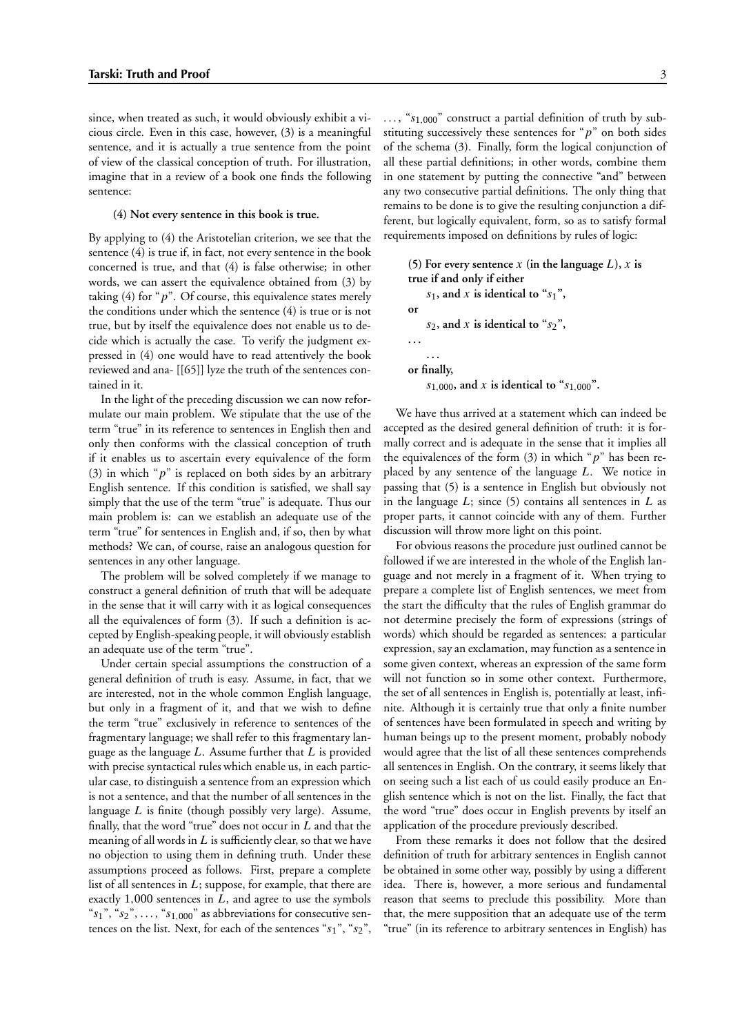since, when treated as such, it would obviously exhibit a vicious circle. Even in this case, however, (3) is a meaningful sentence, and it is actually a true sentence from the point of view of the classical conception of truth. For illustration, imagine that in a review of a book one finds the following sentence:

**(4) Not every sentence in this book is true.**

By applying to (4) the Aristotelian criterion, we see that the sentence (4) is true if, in fact, not every sentence in the book concerned is true, and that (4) is false otherwise; in other words, we can assert the equivalence obtained from (3) by taking (4) for "$p$". Of course, this equivalence states merely the conditions under which the sentence (4) is true or is not true, but by itself the equivalence does not enable us to decide which is actually the case. To verify the judgment expressed in (4) one would have to read attentively the book reviewed and ana- [[65]] lyze the truth of the sentences contained in it.

In the light of the preceding discussion we can now reformulate our main problem. We stipulate that the use of the term "true" in its reference to sentences in English then and only then conforms with the classical conception of truth if it enables us to ascertain every equivalence of the form (3) in which "$p$" is replaced on both sides by an arbitrary English sentence. If this condition is satisfied, we shall say simply that the use of the term "true" is adequate. Thus our main problem is: can we establish an adequate use of the term "true" for sentences in English and, if so, then by what methods? We can, of course, raise an analogous question for sentences in any other language.

The problem will be solved completely if we manage to construct a general definition of truth that will be adequate in the sense that it will carry with it as logical consequences all the equivalences of form (3). If such a definition is accepted by English-speaking people, it will obviously establish an adequate use of the term "true".

Under certain special assumptions the construction of a general definition of truth is easy. Assume, in fact, that we are interested, not in the whole common English language, but only in a fragment of it, and that we wish to define the term "true" exclusively in reference to sentences of the fragmentary language; we shall refer to this fragmentary language as the language $L$. Assume further that $L$ is provided with precise syntactical rules which enable us, in each particular case, to distinguish a sentence from an expression which is not a sentence, and that the number of all sentences in the language $L$ is finite (though possibly very large). Assume, finally, that the word "true" does not occur in $L$ and that the meaning of all words in $L$ is sufficiently clear, so that we have no objection to using them in defining truth. Under these assumptions proceed as follows. First, prepare a complete list of all sentences in $L$; suppose, for example, that there are exactly 1,000 sentences in $L$, and agree to use the symbols "$s_1$", "$s_2$", ..., "$s_{1,000}$" as abbreviations for consecutive sentences on the list. Next, for each of the sentences "$s_1$", "$s_2$", ..., "$s_{1,000}$" construct a partial definition of truth by substituting successively these sentences for "$p$" on both sides of the schema (3). Finally, form the logical conjunction of all these partial definitions; in other words, combine them in one statement by putting the connective "and" between any two consecutive partial definitions. The only thing that remains to be done is to give the resulting conjunction a different, but logically equivalent, form, so as to satisfy formal requirements imposed on definitions by rules of logic:

**(5) For every sentence $x$ (in the language $L$), $x$ is true if and only if either**
**$s_1$, and $x$ is identical to "$s_1$",**
**or**
**$s_2$, and $x$ is identical to "$s_2$",**
**...**
**...**
**or finally,**
**$s_{1,000}$, and $x$ is identical to "$s_{1,000}$".**

We have thus arrived at a statement which can indeed be accepted as the desired general definition of truth: it is formally correct and is adequate in the sense that it implies all the equivalences of the form (3) in which "$p$" has been replaced by any sentence of the language $L$. We notice in passing that (5) is a sentence in English but obviously not in the language $L$; since (5) contains all sentences in $L$ as proper parts, it cannot coincide with any of them. Further discussion will throw more light on this point.

For obvious reasons the procedure just outlined cannot be followed if we are interested in the whole of the English language and not merely in a fragment of it. When trying to prepare a complete list of English sentences, we meet from the start the difficulty that the rules of English grammar do not determine precisely the form of expressions (strings of words) which should be regarded as sentences: a particular expression, say an exclamation, may function as a sentence in some given context, whereas an expression of the same form will not function so in some other context. Furthermore, the set of all sentences in English is, potentially at least, infinite. Although it is certainly true that only a finite number of sentences have been formulated in speech and writing by human beings up to the present moment, probably nobody would agree that the list of all these sentences comprehends all sentences in English. On the contrary, it seems likely that on seeing such a list each of us could easily produce an English sentence which is not on the list. Finally, the fact that the word "true" does occur in English prevents by itself an application of the procedure previously described.

From these remarks it does not follow that the desired definition of truth for arbitrary sentences in English cannot be obtained in some other way, possibly by using a different idea. There is, however, a more serious and fundamental reason that seems to preclude this possibility. More than that, the mere supposition that an adequate use of the term "true" (in its reference to arbitrary sentences in English) has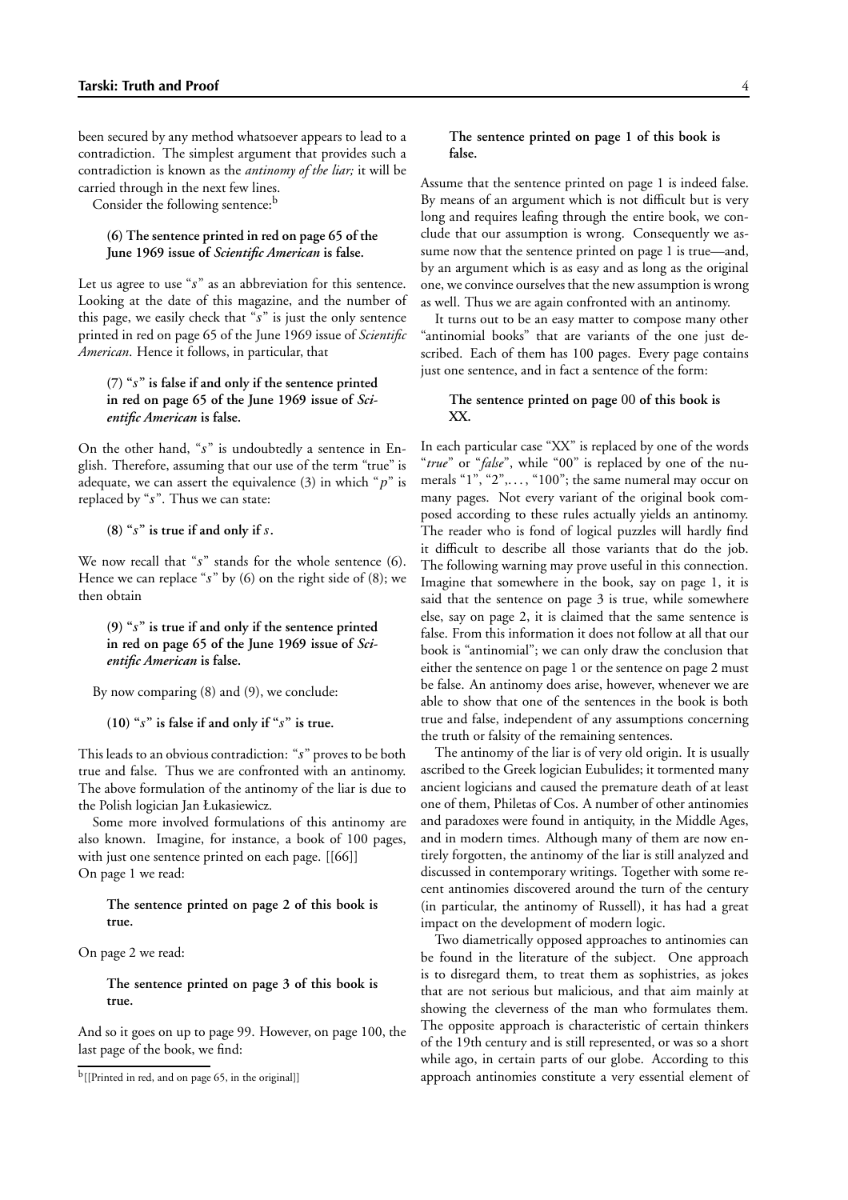been secured by any method whatsoever appears to lead to a contradiction. The simplest argument that provides such a contradiction is known as the *antinomy of the liar;* it will be carried through in the next few lines.

Consider the following sentence:[b]

> **(6) The sentence printed in red on page 65 of the June 1969 issue of *Scientific American* is false.**

Let us agree to use "*s*" as an abbreviation for this sentence. Looking at the date of this magazine, and the number of this page, we easily check that "*s*" is just the only sentence printed in red on page 65 of the June 1969 issue of *Scientific American*. Hence it follows, in particular, that

> **(7) "*s*" is false if and only if the sentence printed in red on page 65 of the June 1969 issue of *Scientific American* is false.**

On the other hand, "*s*" is undoubtedly a sentence in English. Therefore, assuming that our use of the term "true" is adequate, we can assert the equivalence (3) in which "*p*" is replaced by "*s*". Thus we can state:

> **(8) "*s*" is true if and only if *s*.**

We now recall that "*s*" stands for the whole sentence (6). Hence we can replace "*s*" by (6) on the right side of (8); we then obtain

> **(9) "*s*" is true if and only if the sentence printed in red on page 65 of the June 1969 issue of *Scientific American* is false.**

By now comparing (8) and (9), we conclude:

> **(10) "*s*" is false if and only if "*s*" is true.**

This leads to an obvious contradiction: "*s*" proves to be both true and false. Thus we are confronted with an antinomy. The above formulation of the antinomy of the liar is due to the Polish logician Jan Łukasiewicz.

Some more involved formulations of this antinomy are also known. Imagine, for instance, a book of 100 pages, with just one sentence printed on each page. [[66]]
On page 1 we read:

> **The sentence printed on page 2 of this book is true.**

On page 2 we read:

> **The sentence printed on page 3 of this book is true.**

And so it goes on up to page 99. However, on page 100, the last page of the book, we find:

> **The sentence printed on page 1 of this book is false.**

Assume that the sentence printed on page 1 is indeed false. By means of an argument which is not difficult but is very long and requires leafing through the entire book, we conclude that our assumption is wrong. Consequently we assume now that the sentence printed on page 1 is true—and, by an argument which is as easy and as long as the original one, we convince ourselves that the new assumption is wrong as well. Thus we are again confronted with an antinomy.

It turns out to be an easy matter to compose many other "antinomial books" that are variants of the one just described. Each of them has 100 pages. Every page contains just one sentence, and in fact a sentence of the form:

> **The sentence printed on page 00 of this book is XX.**

In each particular case "XX" is replaced by one of the words "*true*" or "*false*", while "00" is replaced by one of the numerals "1", "2",. . . , "100"; the same numeral may occur on many pages. Not every variant of the original book composed according to these rules actually yields an antinomy. The reader who is fond of logical puzzles will hardly find it difficult to describe all those variants that do the job. The following warning may prove useful in this connection. Imagine that somewhere in the book, say on page 1, it is said that the sentence on page 3 is true, while somewhere else, say on page 2, it is claimed that the same sentence is false. From this information it does not follow at all that our book is "antinomial"; we can only draw the conclusion that either the sentence on page 1 or the sentence on page 2 must be false. An antinomy does arise, however, whenever we are able to show that one of the sentences in the book is both true and false, independent of any assumptions concerning the truth or falsity of the remaining sentences.

The antinomy of the liar is of very old origin. It is usually ascribed to the Greek logician Eubulides; it tormented many ancient logicians and caused the premature death of at least one of them, Philetas of Cos. A number of other antinomies and paradoxes were found in antiquity, in the Middle Ages, and in modern times. Although many of them are now entirely forgotten, the antinomy of the liar is still analyzed and discussed in contemporary writings. Together with some recent antinomies discovered around the turn of the century (in particular, the antinomy of Russell), it has had a great impact on the development of modern logic.

Two diametrically opposed approaches to antinomies can be found in the literature of the subject. One approach is to disregard them, to treat them as sophistries, as jokes that are not serious but malicious, and that aim mainly at showing the cleverness of the man who formulates them. The opposite approach is characteristic of certain thinkers of the 19th century and is still represented, or was so a short while ago, in certain parts of our globe. According to this approach antinomies constitute a very essential element of

[b] [[Printed in red, and on page 65, in the original]]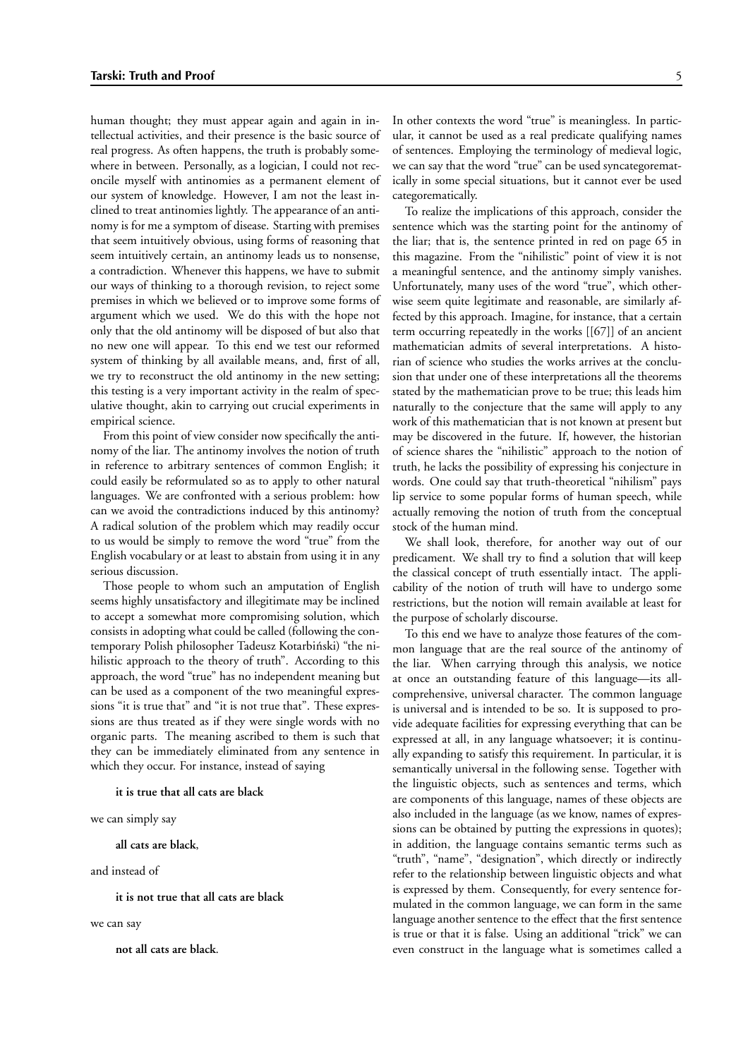human thought; they must appear again and again in intellectual activities, and their presence is the basic source of real progress. As often happens, the truth is probably somewhere in between. Personally, as a logician, I could not reconcile myself with antinomies as a permanent element of our system of knowledge. However, I am not the least inclined to treat antinomies lightly. The appearance of an antinomy is for me a symptom of disease. Starting with premises that seem intuitively obvious, using forms of reasoning that seem intuitively certain, an antinomy leads us to nonsense, a contradiction. Whenever this happens, we have to submit our ways of thinking to a thorough revision, to reject some premises in which we believed or to improve some forms of argument which we used. We do this with the hope not only that the old antinomy will be disposed of but also that no new one will appear. To this end we test our reformed system of thinking by all available means, and, first of all, we try to reconstruct the old antinomy in the new setting; this testing is a very important activity in the realm of speculative thought, akin to carrying out crucial experiments in empirical science.

From this point of view consider now specifically the antinomy of the liar. The antinomy involves the notion of truth in reference to arbitrary sentences of common English; it could easily be reformulated so as to apply to other natural languages. We are confronted with a serious problem: how can we avoid the contradictions induced by this antinomy? A radical solution of the problem which may readily occur to us would be simply to remove the word "true" from the English vocabulary or at least to abstain from using it in any serious discussion.

Those people to whom such an amputation of English seems highly unsatisfactory and illegitimate may be inclined to accept a somewhat more compromising solution, which consists in adopting what could be called (following the contemporary Polish philosopher Tadeusz Kotarbiński) "the nihilistic approach to the theory of truth". According to this approach, the word "true" has no independent meaning but can be used as a component of the two meaningful expressions "it is true that" and "it is not true that". These expressions are thus treated as if they were single words with no organic parts. The meaning ascribed to them is such that they can be immediately eliminated from any sentence in which they occur. For instance, instead of saying

**it is true that all cats are black**

we can simply say

**all cats are black**,

and instead of

**it is not true that all cats are black**

we can say

**not all cats are black**.

In other contexts the word "true" is meaningless. In particular, it cannot be used as a real predicate qualifying names of sentences. Employing the terminology of medieval logic, we can say that the word "true" can be used syncategorematically in some special situations, but it cannot ever be used categorematically.

To realize the implications of this approach, consider the sentence which was the starting point for the antinomy of the liar; that is, the sentence printed in red on page 65 in this magazine. From the "nihilistic" point of view it is not a meaningful sentence, and the antinomy simply vanishes. Unfortunately, many uses of the word "true", which otherwise seem quite legitimate and reasonable, are similarly affected by this approach. Imagine, for instance, that a certain term occurring repeatedly in the works [[67]] of an ancient mathematician admits of several interpretations. A historian of science who studies the works arrives at the conclusion that under one of these interpretations all the theorems stated by the mathematician prove to be true; this leads him naturally to the conjecture that the same will apply to any work of this mathematician that is not known at present but may be discovered in the future. If, however, the historian of science shares the "nihilistic" approach to the notion of truth, he lacks the possibility of expressing his conjecture in words. One could say that truth-theoretical "nihilism" pays lip service to some popular forms of human speech, while actually removing the notion of truth from the conceptual stock of the human mind.

We shall look, therefore, for another way out of our predicament. We shall try to find a solution that will keep the classical concept of truth essentially intact. The applicability of the notion of truth will have to undergo some restrictions, but the notion will remain available at least for the purpose of scholarly discourse.

To this end we have to analyze those features of the common language that are the real source of the antinomy of the liar. When carrying through this analysis, we notice at once an outstanding feature of this language—its all-comprehensive, universal character. The common language is universal and is intended to be so. It is supposed to provide adequate facilities for expressing everything that can be expressed at all, in any language whatsoever; it is continually expanding to satisfy this requirement. In particular, it is semantically universal in the following sense. Together with the linguistic objects, such as sentences and terms, which are components of this language, names of these objects are also included in the language (as we know, names of expressions can be obtained by putting the expressions in quotes); in addition, the language contains semantic terms such as "truth", "name", "designation", which directly or indirectly refer to the relationship between linguistic objects and what is expressed by them. Consequently, for every sentence formulated in the common language, we can form in the same language another sentence to the effect that the first sentence is true or that it is false. Using an additional "trick" we can even construct in the language what is sometimes called a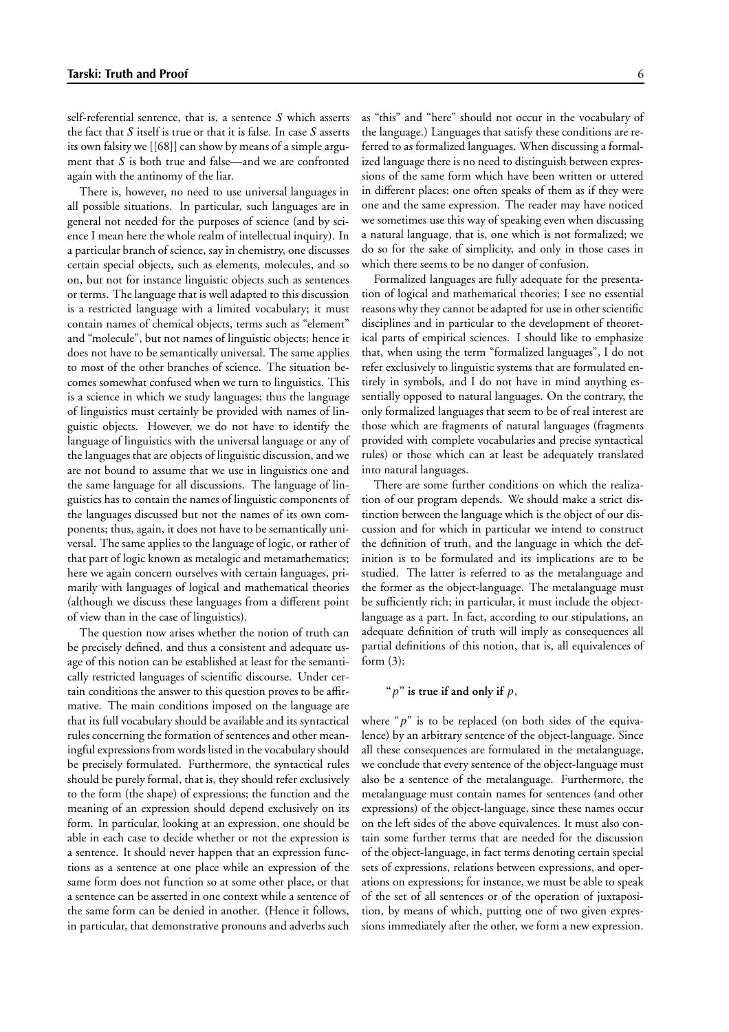self-referential sentence, that is, a sentence *S* which asserts the fact that *S* itself is true or that it is false. In case *S* asserts its own falsity we [[68]] can show by means of a simple argument that *S* is both true and false—and we are confronted again with the antinomy of the liar.

There is, however, no need to use universal languages in all possible situations. In particular, such languages are in general not needed for the purposes of science (and by science I mean here the whole realm of intellectual inquiry). In a particular branch of science, say in chemistry, one discusses certain special objects, such as elements, molecules, and so on, but not for instance linguistic objects such as sentences or terms. The language that is well adapted to this discussion is a restricted language with a limited vocabulary; it must contain names of chemical objects, terms such as "element" and "molecule", but not names of linguistic objects; hence it does not have to be semantically universal. The same applies to most of the other branches of science. The situation becomes somewhat confused when we turn to linguistics. This is a science in which we study languages; thus the language of linguistics must certainly be provided with names of linguistic objects. However, we do not have to identify the language of linguistics with the universal language or any of the languages that are objects of linguistic discussion, and we are not bound to assume that we use in linguistics one and the same language for all discussions. The language of linguistics has to contain the names of linguistic components of the languages discussed but not the names of its own components; thus, again, it does not have to be semantically universal. The same applies to the language of logic, or rather of that part of logic known as metalogic and metamathematics; here we again concern ourselves with certain languages, primarily with languages of logical and mathematical theories (although we discuss these languages from a different point of view than in the case of linguistics).

The question now arises whether the notion of truth can be precisely defined, and thus a consistent and adequate usage of this notion can be established at least for the semantically restricted languages of scientific discourse. Under certain conditions the answer to this question proves to be affirmative. The main conditions imposed on the language are that its full vocabulary should be available and its syntactical rules concerning the formation of sentences and other meaningful expressions from words listed in the vocabulary should be precisely formulated. Furthermore, the syntactical rules should be purely formal, that is, they should refer exclusively to the form (the shape) of expressions; the function and the meaning of an expression should depend exclusively on its form. In particular, looking at an expression, one should be able in each case to decide whether or not the expression is a sentence. It should never happen that an expression functions as a sentence at one place while an expression of the same form does not function so at some other place, or that a sentence can be asserted in one context while a sentence of the same form can be denied in another. (Hence it follows, in particular, that demonstrative pronouns and adverbs such as "this" and "here" should not occur in the vocabulary of the language.) Languages that satisfy these conditions are referred to as formalized languages. When discussing a formalized language there is no need to distinguish between expressions of the same form which have been written or uttered in different places; one often speaks of them as if they were one and the same expression. The reader may have noticed we sometimes use this way of speaking even when discussing a natural language, that is, one which is not formalized; we do so for the sake of simplicity, and only in those cases in which there seems to be no danger of confusion.

Formalized languages are fully adequate for the presentation of logical and mathematical theories; I see no essential reasons why they cannot be adapted for use in other scientific disciplines and in particular to the development of theoretical parts of empirical sciences. I should like to emphasize that, when using the term "formalized languages", I do not refer exclusively to linguistic systems that are formulated entirely in symbols, and I do not have in mind anything essentially opposed to natural languages. On the contrary, the only formalized languages that seem to be of real interest are those which are fragments of natural languages (fragments provided with complete vocabularies and precise syntactical rules) or those which can at least be adequately translated into natural languages.

There are some further conditions on which the realization of our program depends. We should make a strict distinction between the language which is the object of our discussion and for which in particular we intend to construct the definition of truth, and the language in which the definition is to be formulated and its implications are to be studied. The latter is referred to as the metalanguage and the former as the object-language. The metalanguage must be sufficiently rich; in particular, it must include the object-language as a part. In fact, according to our stipulations, an adequate definition of truth will imply as consequences all partial definitions of this notion, that is, all equivalences of form (3):

**"$p$" is true if and only if $p$,**

where "$p$" is to be replaced (on both sides of the equivalence) by an arbitrary sentence of the object-language. Since all these consequences are formulated in the metalanguage, we conclude that every sentence of the object-language must also be a sentence of the metalanguage. Furthermore, the metalanguage must contain names for sentences (and other expressions) of the object-language, since these names occur on the left sides of the above equivalences. It must also contain some further terms that are needed for the discussion of the object-language, in fact terms denoting certain special sets of expressions, relations between expressions, and operations on expressions; for instance, we must be able to speak of the set of all sentences or of the operation of juxtaposition, by means of which, putting one of two given expressions immediately after the other, we form a new expression.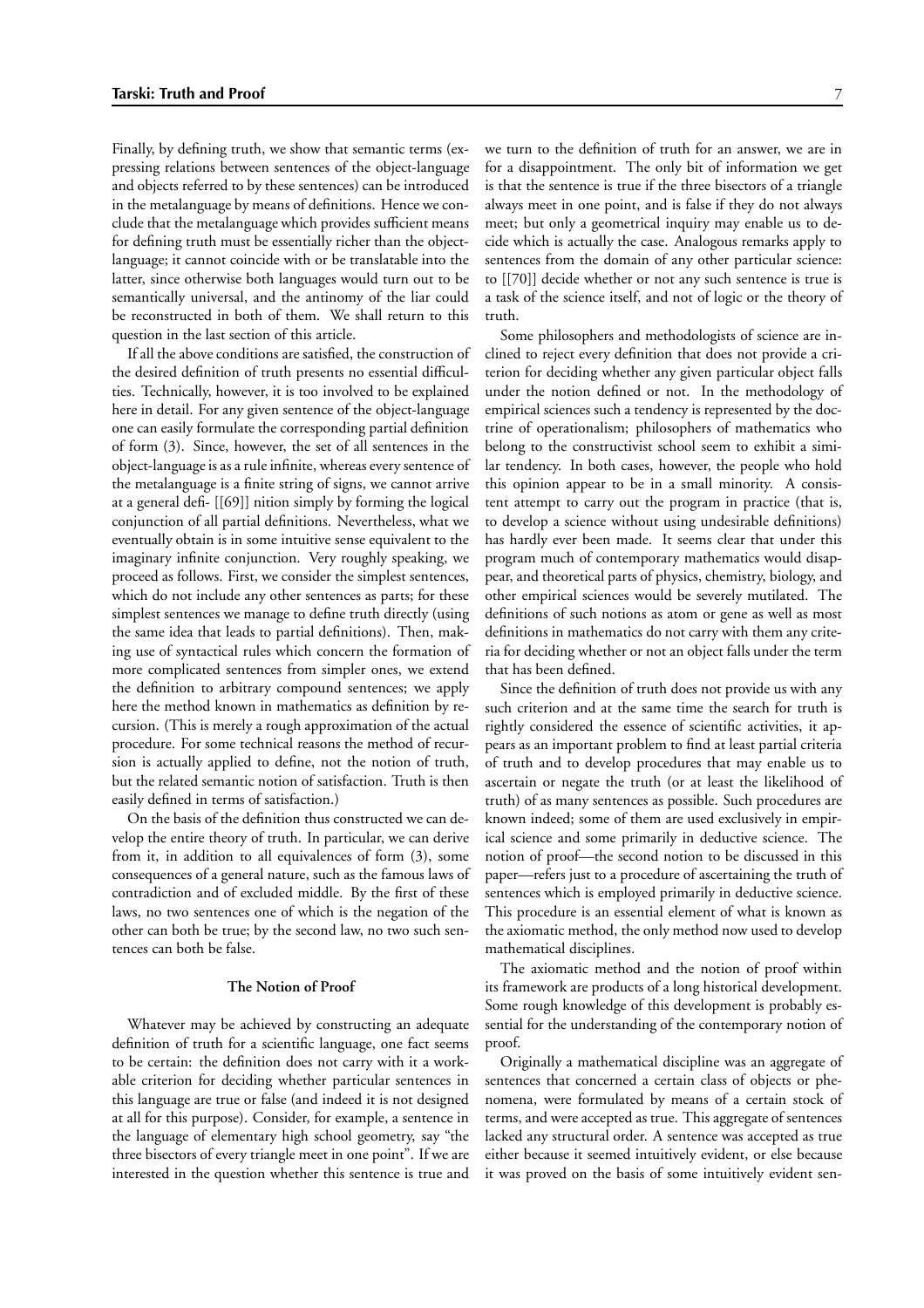Finally, by defining truth, we show that semantic terms (expressing relations between sentences of the object-language and objects referred to by these sentences) can be introduced in the metalanguage by means of definitions. Hence we conclude that the metalanguage which provides sufficient means for defining truth must be essentially richer than the object-language; it cannot coincide with or be translatable into the latter, since otherwise both languages would turn out to be semantically universal, and the antinomy of the liar could be reconstructed in both of them. We shall return to this question in the last section of this article.

If all the above conditions are satisfied, the construction of the desired definition of truth presents no essential difficulties. Technically, however, it is too involved to be explained here in detail. For any given sentence of the object-language one can easily formulate the corresponding partial definition of form (3). Since, however, the set of all sentences in the object-language is as a rule infinite, whereas every sentence of the metalanguage is a finite string of signs, we cannot arrive at a general defi- [[69]] nition simply by forming the logical conjunction of all partial definitions. Nevertheless, what we eventually obtain is in some intuitive sense equivalent to the imaginary infinite conjunction. Very roughly speaking, we proceed as follows. First, we consider the simplest sentences, which do not include any other sentences as parts; for these simplest sentences we manage to define truth directly (using the same idea that leads to partial definitions). Then, making use of syntactical rules which concern the formation of more complicated sentences from simpler ones, we extend the definition to arbitrary compound sentences; we apply here the method known in mathematics as definition by recursion. (This is merely a rough approximation of the actual procedure. For some technical reasons the method of recursion is actually applied to define, not the notion of truth, but the related semantic notion of satisfaction. Truth is then easily defined in terms of satisfaction.)

On the basis of the definition thus constructed we can develop the entire theory of truth. In particular, we can derive from it, in addition to all equivalences of form (3), some consequences of a general nature, such as the famous laws of contradiction and of excluded middle. By the first of these laws, no two sentences one of which is the negation of the other can both be true; by the second law, no two such sentences can both be false.

## The Notion of Proof

Whatever may be achieved by constructing an adequate definition of truth for a scientific language, one fact seems to be certain: the definition does not carry with it a workable criterion for deciding whether particular sentences in this language are true or false (and indeed it is not designed at all for this purpose). Consider, for example, a sentence in the language of elementary high school geometry, say "the three bisectors of every triangle meet in one point". If we are interested in the question whether this sentence is true and we turn to the definition of truth for an answer, we are in for a disappointment. The only bit of information we get is that the sentence is true if the three bisectors of a triangle always meet in one point, and is false if they do not always meet; but only a geometrical inquiry may enable us to decide which is actually the case. Analogous remarks apply to sentences from the domain of any other particular science: to [[70]] decide whether or not any such sentence is true is a task of the science itself, and not of logic or the theory of truth.

Some philosophers and methodologists of science are inclined to reject every definition that does not provide a criterion for deciding whether any given particular object falls under the notion defined or not. In the methodology of empirical sciences such a tendency is represented by the doctrine of operationalism; philosophers of mathematics who belong to the constructivist school seem to exhibit a similar tendency. In both cases, however, the people who hold this opinion appear to be in a small minority. A consistent attempt to carry out the program in practice (that is, to develop a science without using undesirable definitions) has hardly ever been made. It seems clear that under this program much of contemporary mathematics would disappear, and theoretical parts of physics, chemistry, biology, and other empirical sciences would be severely mutilated. The definitions of such notions as atom or gene as well as most definitions in mathematics do not carry with them any criteria for deciding whether or not an object falls under the term that has been defined.

Since the definition of truth does not provide us with any such criterion and at the same time the search for truth is rightly considered the essence of scientific activities, it appears as an important problem to find at least partial criteria of truth and to develop procedures that may enable us to ascertain or negate the truth (or at least the likelihood of truth) of as many sentences as possible. Such procedures are known indeed; some of them are used exclusively in empirical science and some primarily in deductive science. The notion of proof—the second notion to be discussed in this paper—refers just to a procedure of ascertaining the truth of sentences which is employed primarily in deductive science. This procedure is an essential element of what is known as the axiomatic method, the only method now used to develop mathematical disciplines.

The axiomatic method and the notion of proof within its framework are products of a long historical development. Some rough knowledge of this development is probably essential for the understanding of the contemporary notion of proof.

Originally a mathematical discipline was an aggregate of sentences that concerned a certain class of objects or phenomena, were formulated by means of a certain stock of terms, and were accepted as true. This aggregate of sentences lacked any structural order. A sentence was accepted as true either because it seemed intuitively evident, or else because it was proved on the basis of some intuitively evident sen-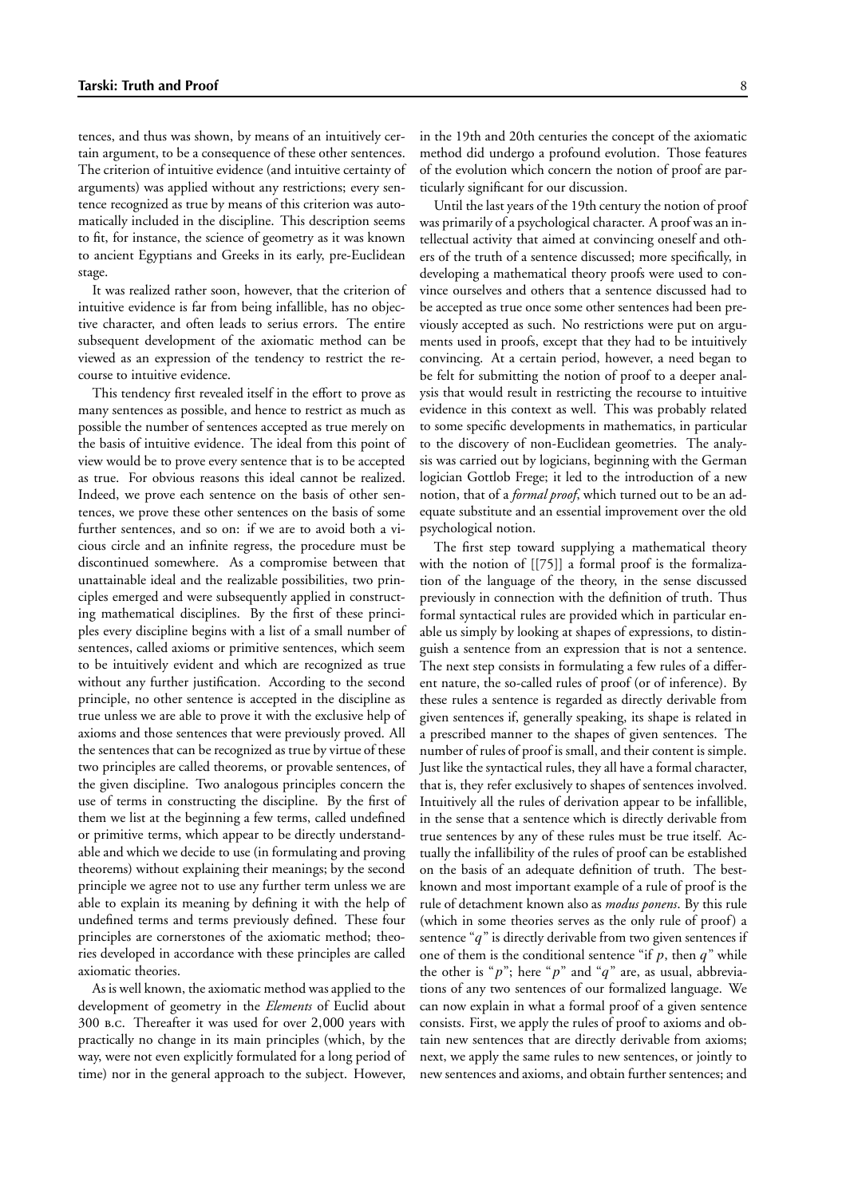tences, and thus was shown, by means of an intuitively certain argument, to be a consequence of these other sentences. The criterion of intuitive evidence (and intuitive certainty of arguments) was applied without any restrictions; every sentence recognized as true by means of this criterion was automatically included in the discipline. This description seems to fit, for instance, the science of geometry as it was known to ancient Egyptians and Greeks in its early, pre-Euclidean stage.

It was realized rather soon, however, that the criterion of intuitive evidence is far from being infallible, has no objective character, and often leads to serius errors. The entire subsequent development of the axiomatic method can be viewed as an expression of the tendency to restrict the recourse to intuitive evidence.

This tendency first revealed itself in the effort to prove as many sentences as possible, and hence to restrict as much as possible the number of sentences accepted as true merely on the basis of intuitive evidence. The ideal from this point of view would be to prove every sentence that is to be accepted as true. For obvious reasons this ideal cannot be realized. Indeed, we prove each sentence on the basis of other sentences, we prove these other sentences on the basis of some further sentences, and so on: if we are to avoid both a vicious circle and an infinite regress, the procedure must be discontinued somewhere. As a compromise between that unattainable ideal and the realizable possibilities, two principles emerged and were subsequently applied in constructing mathematical disciplines. By the first of these principles every discipline begins with a list of a small number of sentences, called axioms or primitive sentences, which seem to be intuitively evident and which are recognized as true without any further justification. According to the second principle, no other sentence is accepted in the discipline as true unless we are able to prove it with the exclusive help of axioms and those sentences that were previously proved. All the sentences that can be recognized as true by virtue of these two principles are called theorems, or provable sentences, of the given discipline. Two analogous principles concern the use of terms in constructing the discipline. By the first of them we list at the beginning a few terms, called undefined or primitive terms, which appear to be directly understandable and which we decide to use (in formulating and proving theorems) without explaining their meanings; by the second principle we agree not to use any further term unless we are able to explain its meaning by defining it with the help of undefined terms and terms previously defined. These four principles are cornerstones of the axiomatic method; theories developed in accordance with these principles are called axiomatic theories.

As is well known, the axiomatic method was applied to the development of geometry in the *Elements* of Euclid about 300 B.C. Thereafter it was used for over 2,000 years with practically no change in its main principles (which, by the way, were not even explicitly formulated for a long period of time) nor in the general approach to the subject. However, in the 19th and 20th centuries the concept of the axiomatic method did undergo a profound evolution. Those features of the evolution which concern the notion of proof are particularly significant for our discussion.

Until the last years of the 19th century the notion of proof was primarily of a psychological character. A proof was an intellectual activity that aimed at convincing oneself and others of the truth of a sentence discussed; more specifically, in developing a mathematical theory proofs were used to convince ourselves and others that a sentence discussed had to be accepted as true once some other sentences had been previously accepted as such. No restrictions were put on arguments used in proofs, except that they had to be intuitively convincing. At a certain period, however, a need began to be felt for submitting the notion of proof to a deeper analysis that would result in restricting the recourse to intuitive evidence in this context as well. This was probably related to some specific developments in mathematics, in particular to the discovery of non-Euclidean geometries. The analysis was carried out by logicians, beginning with the German logician Gottlob Frege; it led to the introduction of a new notion, that of a *formal proof*, which turned out to be an adequate substitute and an essential improvement over the old psychological notion.

The first step toward supplying a mathematical theory with the notion of [[75]] a formal proof is the formalization of the language of the theory, in the sense discussed previously in connection with the definition of truth. Thus formal syntactical rules are provided which in particular enable us simply by looking at shapes of expressions, to distinguish a sentence from an expression that is not a sentence. The next step consists in formulating a few rules of a different nature, the so-called rules of proof (or of inference). By these rules a sentence is regarded as directly derivable from given sentences if, generally speaking, its shape is related in a prescribed manner to the shapes of given sentences. The number of rules of proof is small, and their content is simple. Just like the syntactical rules, they all have a formal character, that is, they refer exclusively to shapes of sentences involved. Intuitively all the rules of derivation appear to be infallible, in the sense that a sentence which is directly derivable from true sentences by any of these rules must be true itself. Actually the infallibility of the rules of proof can be established on the basis of an adequate definition of truth. The best-known and most important example of a rule of proof is the rule of detachment known also as *modus ponens*. By this rule (which in some theories serves as the only rule of proof) a sentence "$q$" is directly derivable from two given sentences if one of them is the conditional sentence "if $p$, then $q$" while the other is "$p$"; here "$p$" and "$q$" are, as usual, abbreviations of any two sentences of our formalized language. We can now explain in what a formal proof of a given sentence consists. First, we apply the rules of proof to axioms and obtain new sentences that are directly derivable from axioms; next, we apply the same rules to new sentences, or jointly to new sentences and axioms, and obtain further sentences; and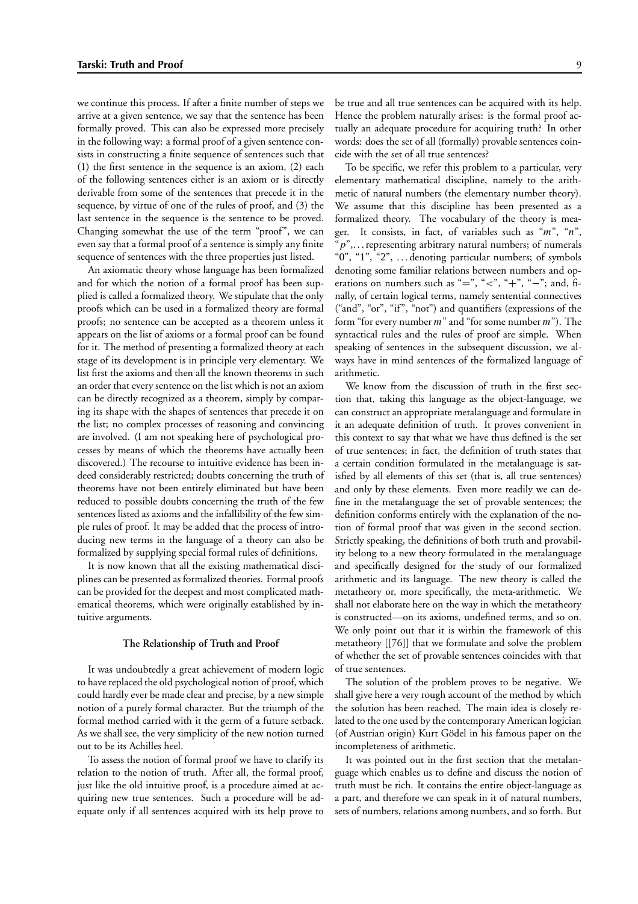we continue this process. If after a finite number of steps we arrive at a given sentence, we say that the sentence has been formally proved. This can also be expressed more precisely in the following way: a formal proof of a given sentence consists in constructing a finite sequence of sentences such that (1) the first sentence in the sequence is an axiom, (2) each of the following sentences either is an axiom or is directly derivable from some of the sentences that precede it in the sequence, by virtue of one of the rules of proof, and (3) the last sentence in the sequence is the sentence to be proved. Changing somewhat the use of the term "proof", we can even say that a formal proof of a sentence is simply any finite sequence of sentences with the three properties just listed.

An axiomatic theory whose language has been formalized and for which the notion of a formal proof has been supplied is called a formalized theory. We stipulate that the only proofs which can be used in a formalized theory are formal proofs; no sentence can be accepted as a theorem unless it appears on the list of axioms or a formal proof can be found for it. The method of presenting a formalized theory at each stage of its development is in principle very elementary. We list first the axioms and then all the known theorems in such an order that every sentence on the list which is not an axiom can be directly recognized as a theorem, simply by comparing its shape with the shapes of sentences that precede it on the list; no complex processes of reasoning and convincing are involved. (I am not speaking here of psychological processes by means of which the theorems have actually been discovered.) The recourse to intuitive evidence has been indeed considerably restricted; doubts concerning the truth of theorems have not been entirely eliminated but have been reduced to possible doubts concerning the truth of the few sentences listed as axioms and the infallibility of the few simple rules of proof. It may be added that the process of introducing new terms in the language of a theory can also be formalized by supplying special formal rules of definitions.

It is now known that all the existing mathematical disciplines can be presented as formalized theories. Formal proofs can be provided for the deepest and most complicated mathematical theorems, which were originally established by intuitive arguments.

### The Relationship of Truth and Proof

It was undoubtedly a great achievement of modern logic to have replaced the old psychological notion of proof, which could hardly ever be made clear and precise, by a new simple notion of a purely formal character. But the triumph of the formal method carried with it the germ of a future setback. As we shall see, the very simplicity of the new notion turned out to be its Achilles heel.

To assess the notion of formal proof we have to clarify its relation to the notion of truth. After all, the formal proof, just like the old intuitive proof, is a procedure aimed at acquiring new true sentences. Such a procedure will be adequate only if all sentences acquired with its help prove to be true and all true sentences can be acquired with its help. Hence the problem naturally arises: is the formal proof actually an adequate procedure for acquiring truth? In other words: does the set of all (formally) provable sentences coincide with the set of all true sentences?

To be specific, we refer this problem to a particular, very elementary mathematical discipline, namely to the arithmetic of natural numbers (the elementary number theory). We assume that this discipline has been presented as a formalized theory. The vocabulary of the theory is meager. It consists, in fact, of variables such as "$m$", "$n$", "$p$",... representing arbitrary natural numbers; of numerals "0", "1", "2", ... denoting particular numbers; of symbols denoting some familiar relations between numbers and operations on numbers such as "$=$", "$<$", "$+$", "$-$"; and, finally, of certain logical terms, namely sentential connectives ("and", "or", "if", "not") and quantifiers (expressions of the form "for every number $m$" and "for some number $m$"). The syntactical rules and the rules of proof are simple. When speaking of sentences in the subsequent discussion, we always have in mind sentences of the formalized language of arithmetic.

We know from the discussion of truth in the first section that, taking this language as the object-language, we can construct an appropriate metalanguage and formulate in it an adequate definition of truth. It proves convenient in this context to say that what we have thus defined is the set of true sentences; in fact, the definition of truth states that a certain condition formulated in the metalanguage is satisfied by all elements of this set (that is, all true sentences) and only by these elements. Even more readily we can define in the metalanguage the set of provable sentences; the definition conforms entirely with the explanation of the notion of formal proof that was given in the second section. Strictly speaking, the definitions of both truth and provability belong to a new theory formulated in the metalanguage and specifically designed for the study of our formalized arithmetic and its language. The new theory is called the metatheory or, more specifically, the meta-arithmetic. We shall not elaborate here on the way in which the metatheory is constructed—on its axioms, undefined terms, and so on. We only point out that it is within the framework of this metatheory [[76]] that we formulate and solve the problem of whether the set of provable sentences coincides with that of true sentences.

The solution of the problem proves to be negative. We shall give here a very rough account of the method by which the solution has been reached. The main idea is closely related to the one used by the contemporary American logician (of Austrian origin) Kurt Gödel in his famous paper on the incompleteness of arithmetic.

It was pointed out in the first section that the metalanguage which enables us to define and discuss the notion of truth must be rich. It contains the entire object-language as a part, and therefore we can speak in it of natural numbers, sets of numbers, relations among numbers, and so forth. But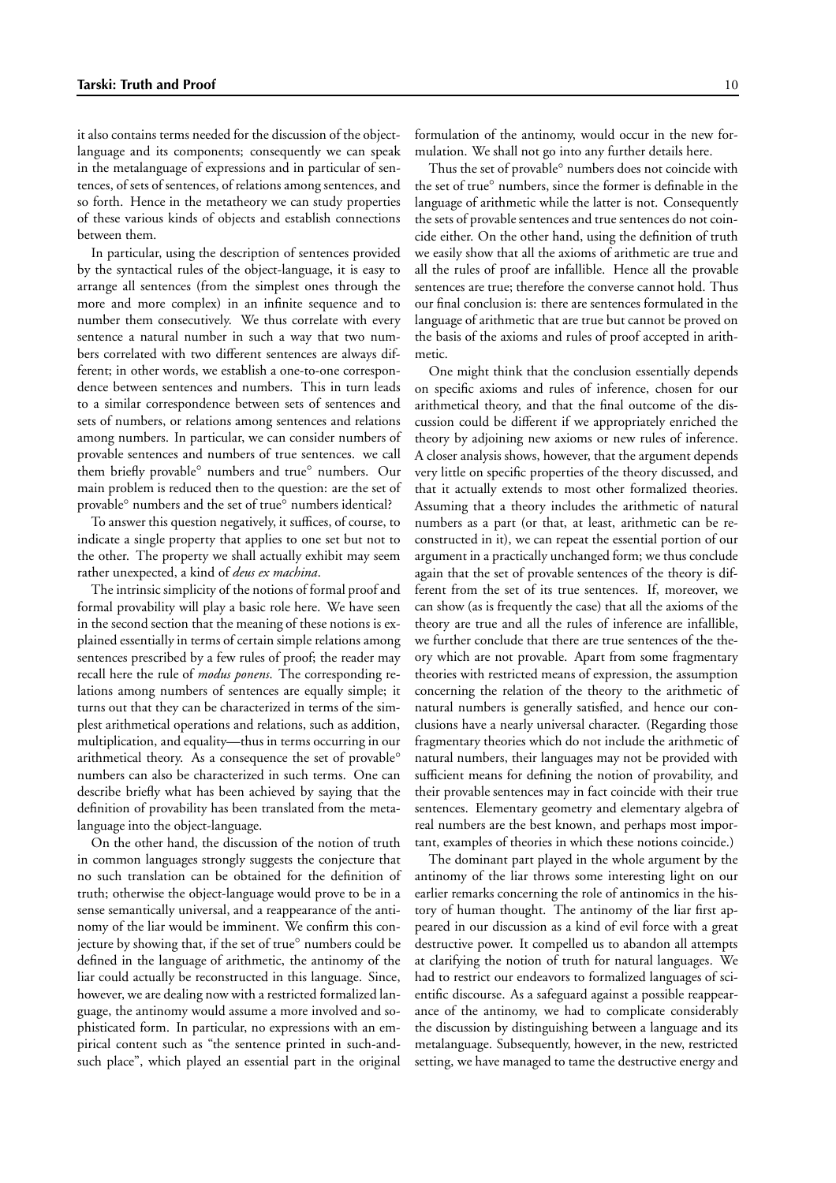it also contains terms needed for the discussion of the object-language and its components; consequently we can speak in the metalanguage of expressions and in particular of sentences, of sets of sentences, of relations among sentences, and so forth. Hence in the metatheory we can study properties of these various kinds of objects and establish connections between them.

In particular, using the description of sentences provided by the syntactical rules of the object-language, it is easy to arrange all sentences (from the simplest ones through the more and more complex) in an infinite sequence and to number them consecutively. We thus correlate with every sentence a natural number in such a way that two numbers correlated with two different sentences are always different; in other words, we establish a one-to-one correspondence between sentences and numbers. This in turn leads to a similar correspondence between sets of sentences and sets of numbers, or relations among sentences and relations among numbers. In particular, we can consider numbers of provable sentences and numbers of true sentences. we call them briefly provable° numbers and true° numbers. Our main problem is reduced then to the question: are the set of provable° numbers and the set of true° numbers identical?

To answer this question negatively, it suffices, of course, to indicate a single property that applies to one set but not to the other. The property we shall actually exhibit may seem rather unexpected, a kind of *deus ex machina*.

The intrinsic simplicity of the notions of formal proof and formal provability will play a basic role here. We have seen in the second section that the meaning of these notions is explained essentially in terms of certain simple relations among sentences prescribed by a few rules of proof; the reader may recall here the rule of *modus ponens*. The corresponding relations among numbers of sentences are equally simple; it turns out that they can be characterized in terms of the simplest arithmetical operations and relations, such as addition, multiplication, and equality—thus in terms occurring in our arithmetical theory. As a consequence the set of provable° numbers can also be characterized in such terms. One can describe briefly what has been achieved by saying that the definition of provability has been translated from the metalanguage into the object-language.

On the other hand, the discussion of the notion of truth in common languages strongly suggests the conjecture that no such translation can be obtained for the definition of truth; otherwise the object-language would prove to be in a sense semantically universal, and a reappearance of the antinomy of the liar would be imminent. We confirm this conjecture by showing that, if the set of true° numbers could be defined in the language of arithmetic, the antinomy of the liar could actually be reconstructed in this language. Since, however, we are dealing now with a restricted formalized language, the antinomy would assume a more involved and sophisticated form. In particular, no expressions with an empirical content such as "the sentence printed in such-and-such place", which played an essential part in the original formulation of the antinomy, would occur in the new formulation. We shall not go into any further details here.

Thus the set of provable° numbers does not coincide with the set of true° numbers, since the former is definable in the language of arithmetic while the latter is not. Consequently the sets of provable sentences and true sentences do not coincide either. On the other hand, using the definition of truth we easily show that all the axioms of arithmetic are true and all the rules of proof are infallible. Hence all the provable sentences are true; therefore the converse cannot hold. Thus our final conclusion is: there are sentences formulated in the language of arithmetic that are true but cannot be proved on the basis of the axioms and rules of proof accepted in arithmetic.

One might think that the conclusion essentially depends on specific axioms and rules of inference, chosen for our arithmetical theory, and that the final outcome of the discussion could be different if we appropriately enriched the theory by adjoining new axioms or new rules of inference. A closer analysis shows, however, that the argument depends very little on specific properties of the theory discussed, and that it actually extends to most other formalized theories. Assuming that a theory includes the arithmetic of natural numbers as a part (or that, at least, arithmetic can be reconstructed in it), we can repeat the essential portion of our argument in a practically unchanged form; we thus conclude again that the set of provable sentences of the theory is different from the set of its true sentences. If, moreover, we can show (as is frequently the case) that all the axioms of the theory are true and all the rules of inference are infallible, we further conclude that there are true sentences of the theory which are not provable. Apart from some fragmentary theories with restricted means of expression, the assumption concerning the relation of the theory to the arithmetic of natural numbers is generally satisfied, and hence our conclusions have a nearly universal character. (Regarding those fragmentary theories which do not include the arithmetic of natural numbers, their languages may not be provided with sufficient means for defining the notion of provability, and their provable sentences may in fact coincide with their true sentences. Elementary geometry and elementary algebra of real numbers are the best known, and perhaps most important, examples of theories in which these notions coincide.)

The dominant part played in the whole argument by the antinomy of the liar throws some interesting light on our earlier remarks concerning the role of antinomics in the history of human thought. The antinomy of the liar first appeared in our discussion as a kind of evil force with a great destructive power. It compelled us to abandon all attempts at clarifying the notion of truth for natural languages. We had to restrict our endeavors to formalized languages of scientific discourse. As a safeguard against a possible reappearance of the antinomy, we had to complicate considerably the discussion by distinguishing between a language and its metalanguage. Subsequently, however, in the new, restricted setting, we have managed to tame the destructive energy and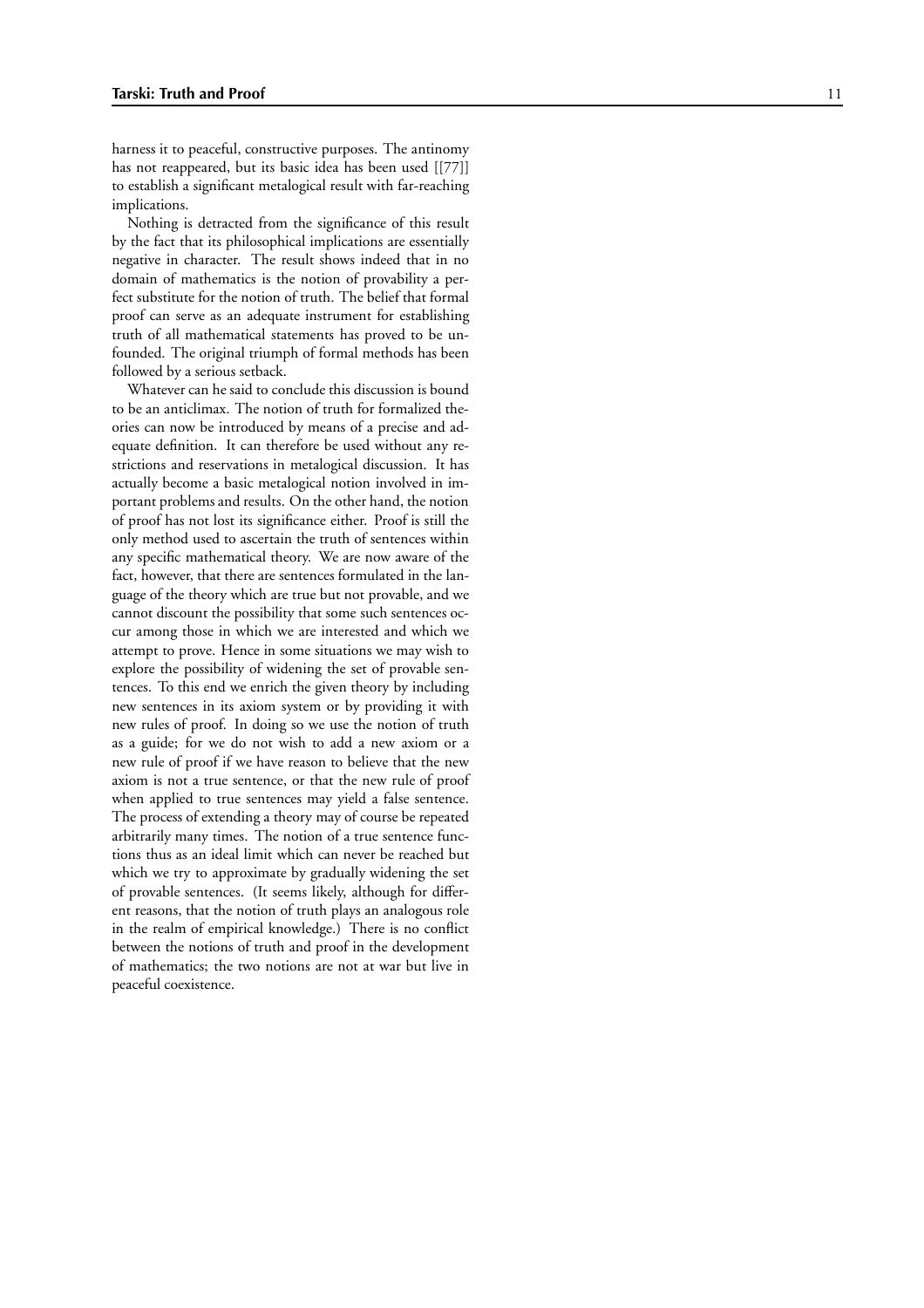harness it to peaceful, constructive purposes. The antinomy has not reappeared, but its basic idea has been used [[77]] to establish a significant metalogical result with far-reaching implications.

Nothing is detracted from the significance of this result by the fact that its philosophical implications are essentially negative in character. The result shows indeed that in no domain of mathematics is the notion of provability a perfect substitute for the notion of truth. The belief that formal proof can serve as an adequate instrument for establishing truth of all mathematical statements has proved to be unfounded. The original triumph of formal methods has been followed by a serious setback.

Whatever can he said to conclude this discussion is bound to be an anticlimax. The notion of truth for formalized theories can now be introduced by means of a precise and adequate definition. It can therefore be used without any restrictions and reservations in metalogical discussion. It has actually become a basic metalogical notion involved in important problems and results. On the other hand, the notion of proof has not lost its significance either. Proof is still the only method used to ascertain the truth of sentences within any specific mathematical theory. We are now aware of the fact, however, that there are sentences formulated in the language of the theory which are true but not provable, and we cannot discount the possibility that some such sentences occur among those in which we are interested and which we attempt to prove. Hence in some situations we may wish to explore the possibility of widening the set of provable sentences. To this end we enrich the given theory by including new sentences in its axiom system or by providing it with new rules of proof. In doing so we use the notion of truth as a guide; for we do not wish to add a new axiom or a new rule of proof if we have reason to believe that the new axiom is not a true sentence, or that the new rule of proof when applied to true sentences may yield a false sentence. The process of extending a theory may of course be repeated arbitrarily many times. The notion of a true sentence functions thus as an ideal limit which can never be reached but which we try to approximate by gradually widening the set of provable sentences. (It seems likely, although for different reasons, that the notion of truth plays an analogous role in the realm of empirical knowledge.) There is no conflict between the notions of truth and proof in the development of mathematics; the two notions are not at war but live in peaceful coexistence.